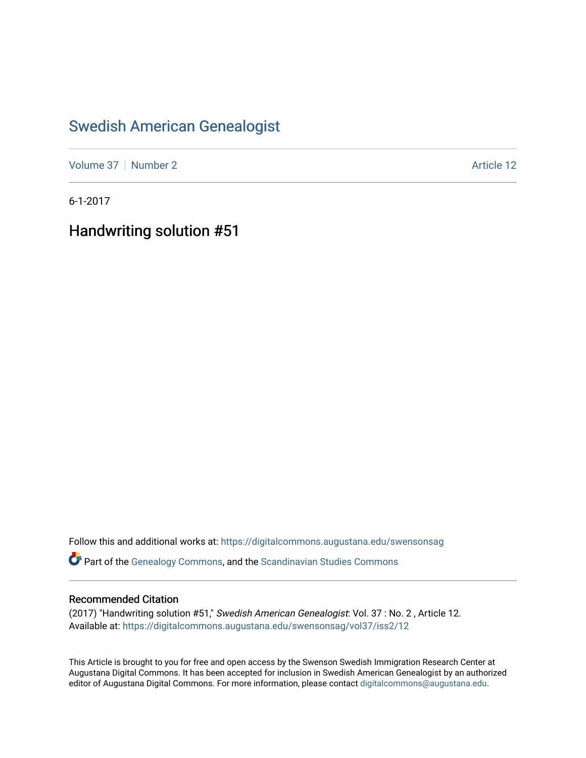# Swedish American Genealogist

Volume 37 | Number 2 | Article 12

6-1-2017

## Handwriting solution #51

Follow this and additional works at: https://digitalcommons.augustana.edu/swensonsag

Part of the Genealogy Commons, and the Scandinavian Studies Commons

### Recommended Citation

(2017) "Handwriting solution #51," *Swedish American Genealogist*: Vol. 37 : No. 2 , Article 12.
Available at: https://digitalcommons.augustana.edu/swensonsag/vol37/iss2/12

This Article is brought to you for free and open access by the Swenson Swedish Immigration Research Center at Augustana Digital Commons. It has been accepted for inclusion in Swedish American Genealogist by an authorized editor of Augustana Digital Commons. For more information, please contact digitalcommons@augustana.edu.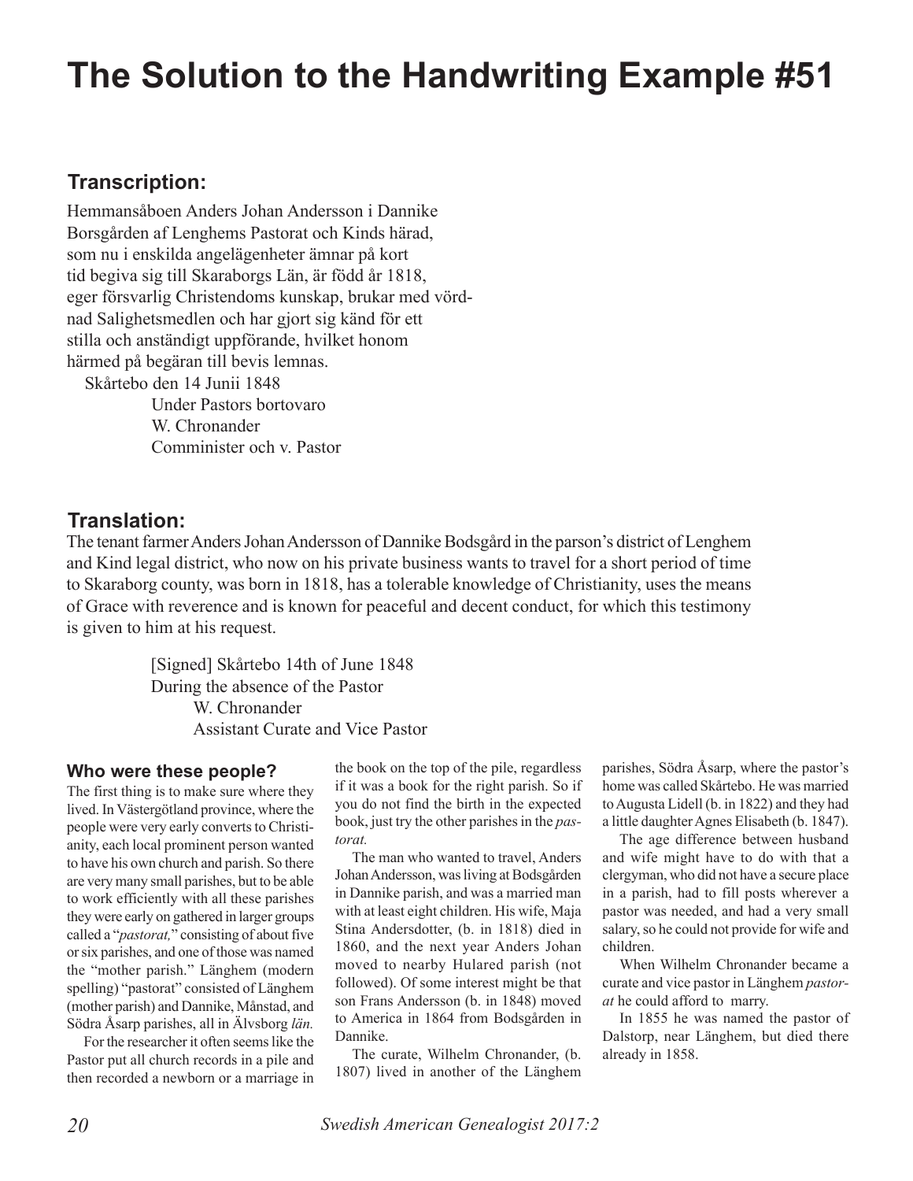# The Solution to the Handwriting Example #51

## Transcription:

Hemmansåboen Anders Johan Andersson i Dannike
Borsgården af Lenghems Pastorat och Kinds härad,
som nu i enskilda angelägenheter ämnar på kort
tid begiva sig till Skaraborgs Län, är född år 1818,
eger försvarlig Christendoms kunskap, brukar med vörd-
nad Salighetsmedlen och har gjort sig känd för ett
stilla och anständigt uppförande, hvilket honom
härmed på begäran till bevis lemnas.

Skårtebo den 14 Junii 1848
Under Pastors bortovaro
W. Chronander
Comminister och v. Pastor

## Translation:

The tenant farmer Anders Johan Andersson of Dannike Bodsgård in the parson's district of Lenghem and Kind legal district, who now on his private business wants to travel for a short period of time to Skaraborg county, was born in 1818, has a tolerable knowledge of Christianity, uses the means of Grace with reverence and is known for peaceful and decent conduct, for which this testimony is given to him at his request.

[Signed] Skårtebo 14th of June 1848
During the absence of the Pastor
W. Chronander
Assistant Curate and Vice Pastor

### Who were these people?

The first thing is to make sure where they lived. In Västergötland province, where the people were very early converts to Christianity, each local prominent person wanted to have his own church and parish. So there are very many small parishes, but to be able to work efficiently with all these parishes they were early on gathered in larger groups called a "*pastorat,*" consisting of about five or six parishes, and one of those was named the "mother parish." Länghem (modern spelling) "pastorat" consisted of Länghem (mother parish) and Dannike, Månstad, and Södra Åsarp parishes, all in Älvsborg *län.*

For the researcher it often seems like the Pastor put all church records in a pile and then recorded a newborn or a marriage in the book on the top of the pile, regardless if it was a book for the right parish. So if you do not find the birth in the expected book, just try the other parishes in the *pastorat.*

The man who wanted to travel, Anders Johan Andersson, was living at Bodsgården in Dannike parish, and was a married man with at least eight children. His wife, Maja Stina Andersdotter, (b. in 1818) died in 1860, and the next year Anders Johan moved to nearby Hulared parish (not followed). Of some interest might be that son Frans Andersson (b. in 1848) moved to America in 1864 from Bodsgården in Dannike.

The curate, Wilhelm Chronander, (b. 1807) lived in another of the Länghem parishes, Södra Åsarp, where the pastor's home was called Skårtebo. He was married to Augusta Lidell (b. in 1822) and they had a little daughter Agnes Elisabeth (b. 1847).

The age difference between husband and wife might have to do with that a clergyman, who did not have a secure place in a parish, had to fill posts wherever a pastor was needed, and had a very small salary, so he could not provide for wife and children.

When Wilhelm Chronander became a curate and vice pastor in Länghem *pastorat* he could afford to marry.

In 1855 he was named the pastor of Dalstorp, near Länghem, but died there already in 1858.